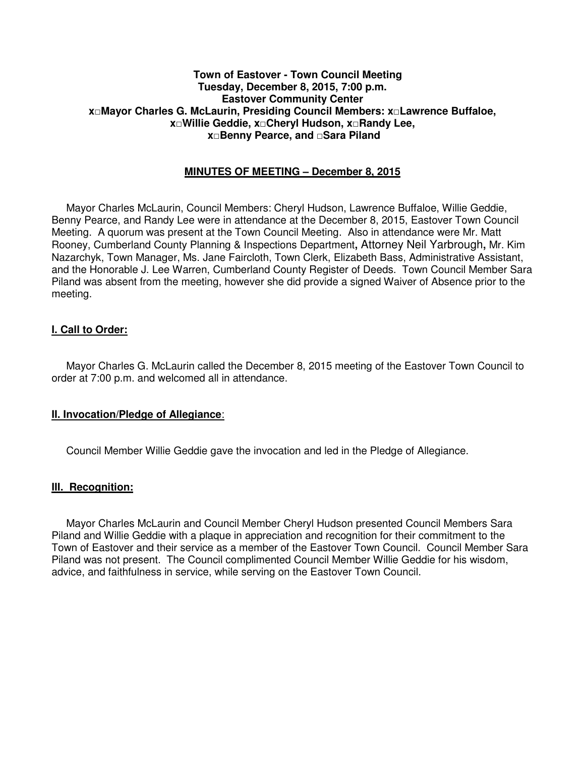**Town of Eastover - Town Council Meeting**
**Tuesday, December 8, 2015, 7:00 p.m.**
**Eastover Community Center**
**x□Mayor Charles G. McLaurin, Presiding Council Members: x□Lawrence Buffaloe, x□Willie Geddie, x□Cheryl Hudson, x□Randy Lee, x□Benny Pearce, and □Sara Piland**

## MINUTES OF MEETING – December 8, 2015

Mayor Charles McLaurin, Council Members: Cheryl Hudson, Lawrence Buffaloe, Willie Geddie, Benny Pearce, and Randy Lee were in attendance at the December 8, 2015, Eastover Town Council Meeting. A quorum was present at the Town Council Meeting. Also in attendance were Mr. Matt Rooney, Cumberland County Planning & Inspections Department**,** Attorney Neil Yarbrough**,** Mr. Kim Nazarchyk, Town Manager, Ms. Jane Faircloth, Town Clerk, Elizabeth Bass, Administrative Assistant, and the Honorable J. Lee Warren, Cumberland County Register of Deeds. Town Council Member Sara Piland was absent from the meeting, however she did provide a signed Waiver of Absence prior to the meeting.

### I. Call to Order:

Mayor Charles G. McLaurin called the December 8, 2015 meeting of the Eastover Town Council to order at 7:00 p.m. and welcomed all in attendance.

### II. Invocation/Pledge of Allegiance:

Council Member Willie Geddie gave the invocation and led in the Pledge of Allegiance.

### III. Recognition:

Mayor Charles McLaurin and Council Member Cheryl Hudson presented Council Members Sara Piland and Willie Geddie with a plaque in appreciation and recognition for their commitment to the Town of Eastover and their service as a member of the Eastover Town Council. Council Member Sara Piland was not present. The Council complimented Council Member Willie Geddie for his wisdom, advice, and faithfulness in service, while serving on the Eastover Town Council.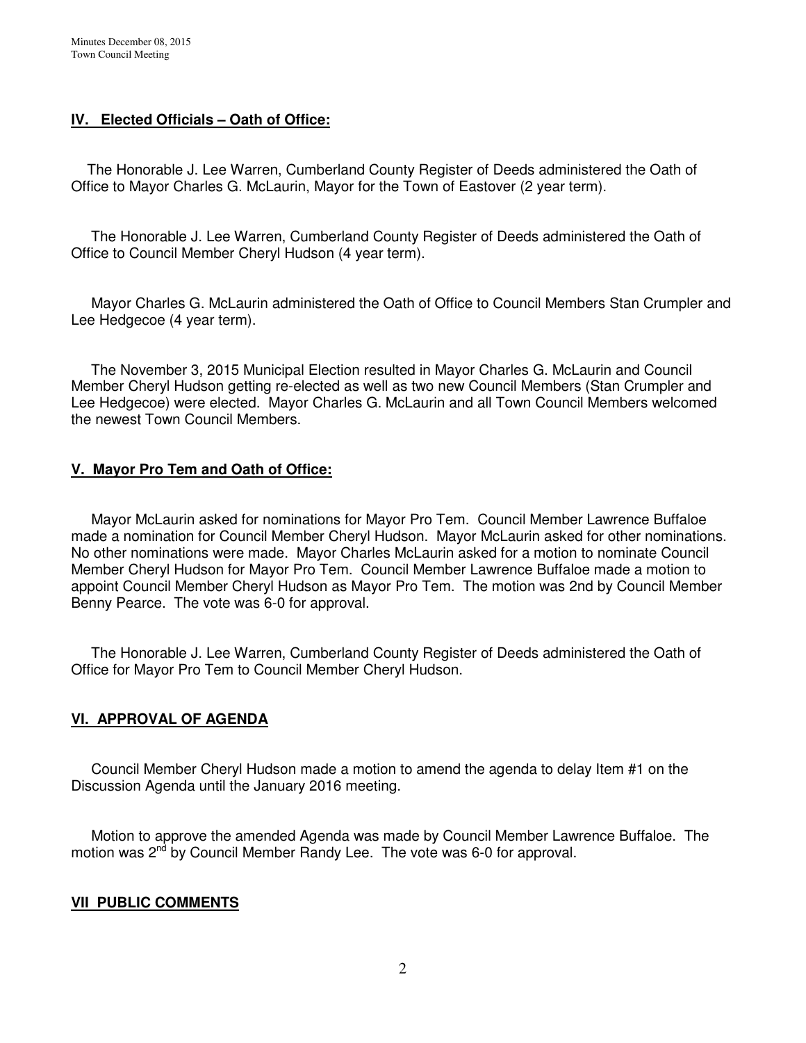## IV. Elected Officials – Oath of Office:

The Honorable J. Lee Warren, Cumberland County Register of Deeds administered the Oath of Office to Mayor Charles G. McLaurin, Mayor for the Town of Eastover (2 year term).

The Honorable J. Lee Warren, Cumberland County Register of Deeds administered the Oath of Office to Council Member Cheryl Hudson (4 year term).

Mayor Charles G. McLaurin administered the Oath of Office to Council Members Stan Crumpler and Lee Hedgecoe (4 year term).

The November 3, 2015 Municipal Election resulted in Mayor Charles G. McLaurin and Council Member Cheryl Hudson getting re-elected as well as two new Council Members (Stan Crumpler and Lee Hedgecoe) were elected. Mayor Charles G. McLaurin and all Town Council Members welcomed the newest Town Council Members.

## V. Mayor Pro Tem and Oath of Office:

Mayor McLaurin asked for nominations for Mayor Pro Tem. Council Member Lawrence Buffaloe made a nomination for Council Member Cheryl Hudson. Mayor McLaurin asked for other nominations. No other nominations were made. Mayor Charles McLaurin asked for a motion to nominate Council Member Cheryl Hudson for Mayor Pro Tem. Council Member Lawrence Buffaloe made a motion to appoint Council Member Cheryl Hudson as Mayor Pro Tem. The motion was 2nd by Council Member Benny Pearce. The vote was 6-0 for approval.

The Honorable J. Lee Warren, Cumberland County Register of Deeds administered the Oath of Office for Mayor Pro Tem to Council Member Cheryl Hudson.

## VI. APPROVAL OF AGENDA

Council Member Cheryl Hudson made a motion to amend the agenda to delay Item #1 on the Discussion Agenda until the January 2016 meeting.

Motion to approve the amended Agenda was made by Council Member Lawrence Buffaloe. The motion was 2nd by Council Member Randy Lee. The vote was 6-0 for approval.

## VII PUBLIC COMMENTS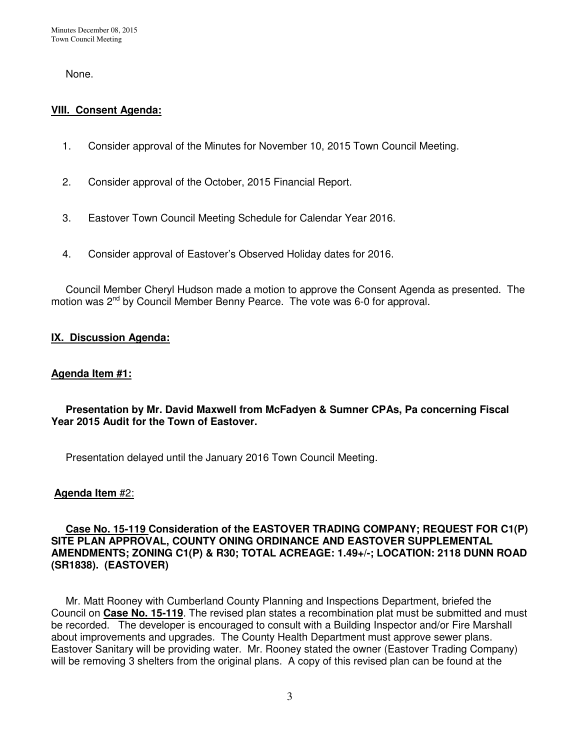None.

## **VIII. Consent Agenda:**

1. Consider approval of the Minutes for November 10, 2015 Town Council Meeting.

2. Consider approval of the October, 2015 Financial Report.

3. Eastover Town Council Meeting Schedule for Calendar Year 2016.

4. Consider approval of Eastover's Observed Holiday dates for 2016.

Council Member Cheryl Hudson made a motion to approve the Consent Agenda as presented. The motion was 2nd by Council Member Benny Pearce. The vote was 6-0 for approval.

## **IX. Discussion Agenda:**

### **Agenda Item #1:**

**Presentation by Mr. David Maxwell from McFadyen & Sumner CPAs, Pa concerning Fiscal Year 2015 Audit for the Town of Eastover.**

Presentation delayed until the January 2016 Town Council Meeting.

### **Agenda Item** #2:

**Case No. 15-119 Consideration of the EASTOVER TRADING COMPANY; REQUEST FOR C1(P) SITE PLAN APPROVAL, COUNTY ONING ORDINANCE AND EASTOVER SUPPLEMENTAL AMENDMENTS; ZONING C1(P) & R30; TOTAL ACREAGE: 1.49+/-; LOCATION: 2118 DUNN ROAD (SR1838). (EASTOVER)**

Mr. Matt Rooney with Cumberland County Planning and Inspections Department, briefed the Council on **Case No. 15-119**. The revised plan states a recombination plat must be submitted and must be recorded. The developer is encouraged to consult with a Building Inspector and/or Fire Marshall about improvements and upgrades. The County Health Department must approve sewer plans. Eastover Sanitary will be providing water. Mr. Rooney stated the owner (Eastover Trading Company) will be removing 3 shelters from the original plans. A copy of this revised plan can be found at the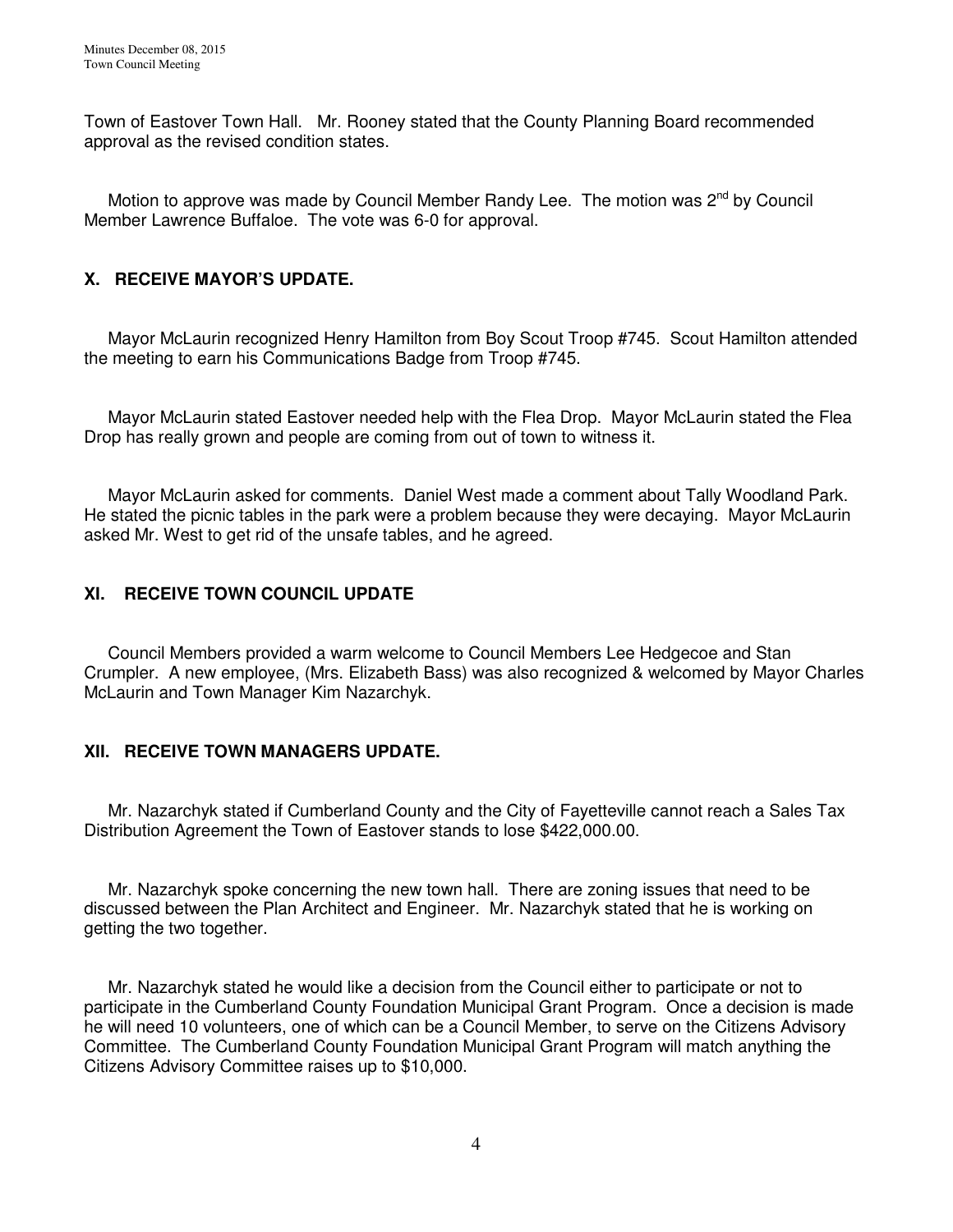Town of Eastover Town Hall. Mr. Rooney stated that the County Planning Board recommended approval as the revised condition states.

Motion to approve was made by Council Member Randy Lee. The motion was 2nd by Council Member Lawrence Buffaloe. The vote was 6-0 for approval.

## X. RECEIVE MAYOR'S UPDATE.

Mayor McLaurin recognized Henry Hamilton from Boy Scout Troop #745. Scout Hamilton attended the meeting to earn his Communications Badge from Troop #745.

Mayor McLaurin stated Eastover needed help with the Flea Drop. Mayor McLaurin stated the Flea Drop has really grown and people are coming from out of town to witness it.

Mayor McLaurin asked for comments. Daniel West made a comment about Tally Woodland Park. He stated the picnic tables in the park were a problem because they were decaying. Mayor McLaurin asked Mr. West to get rid of the unsafe tables, and he agreed.

## XI. RECEIVE TOWN COUNCIL UPDATE

Council Members provided a warm welcome to Council Members Lee Hedgecoe and Stan Crumpler. A new employee, (Mrs. Elizabeth Bass) was also recognized & welcomed by Mayor Charles McLaurin and Town Manager Kim Nazarchyk.

## XII. RECEIVE TOWN MANAGERS UPDATE.

Mr. Nazarchyk stated if Cumberland County and the City of Fayetteville cannot reach a Sales Tax Distribution Agreement the Town of Eastover stands to lose $422,000.00.

Mr. Nazarchyk spoke concerning the new town hall. There are zoning issues that need to be discussed between the Plan Architect and Engineer. Mr. Nazarchyk stated that he is working on getting the two together.

Mr. Nazarchyk stated he would like a decision from the Council either to participate or not to participate in the Cumberland County Foundation Municipal Grant Program. Once a decision is made he will need 10 volunteers, one of which can be a Council Member, to serve on the Citizens Advisory Committee. The Cumberland County Foundation Municipal Grant Program will match anything the Citizens Advisory Committee raises up to $10,000.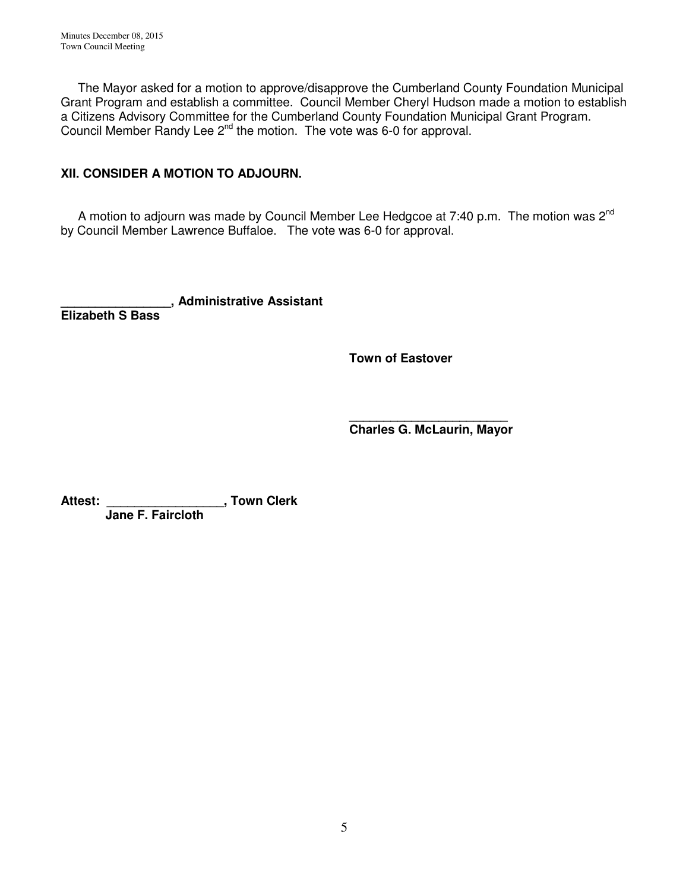The Mayor asked for a motion to approve/disapprove the Cumberland County Foundation Municipal Grant Program and establish a committee. Council Member Cheryl Hudson made a motion to establish a Citizens Advisory Committee for the Cumberland County Foundation Municipal Grant Program. Council Member Randy Lee 2nd the motion. The vote was 6-0 for approval.

**XII. CONSIDER A MOTION TO ADJOURN.**

A motion to adjourn was made by Council Member Lee Hedgcoe at 7:40 p.m. The motion was 2nd by Council Member Lawrence Buffaloe. The vote was 6-0 for approval.

**________________, Administrative Assistant**
**Elizabeth S Bass**

**Town of Eastover**

________________________
**Charles G. McLaurin, Mayor**

**Attest: ________________, Town Clerk**
**Jane F. Faircloth**